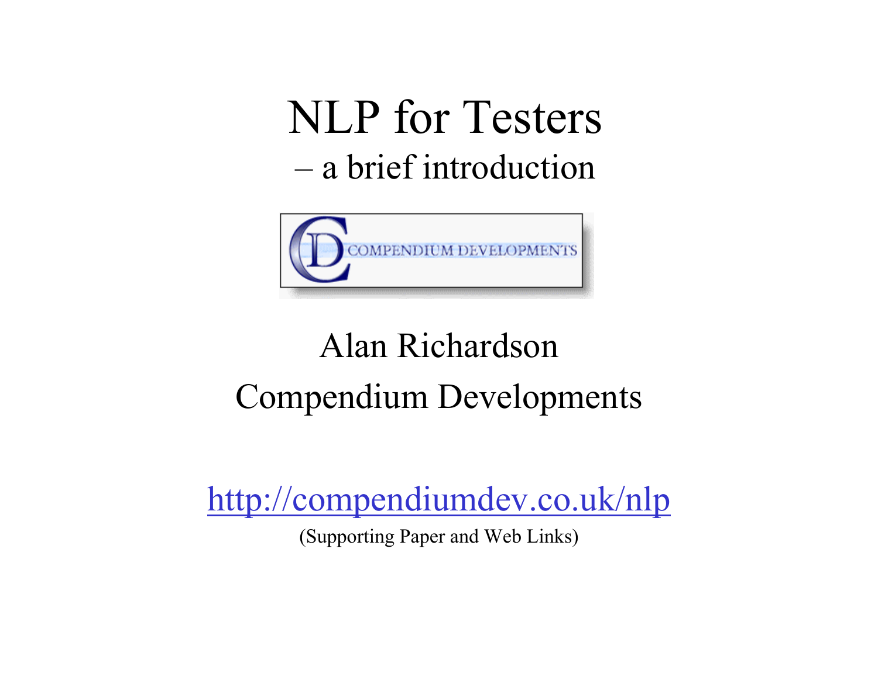# NLP for Testers

## – a brief introduction

Alan Richardson

Compendium Developments

http://compendiumdev.co.uk/nlp

(Supporting Paper and Web Links)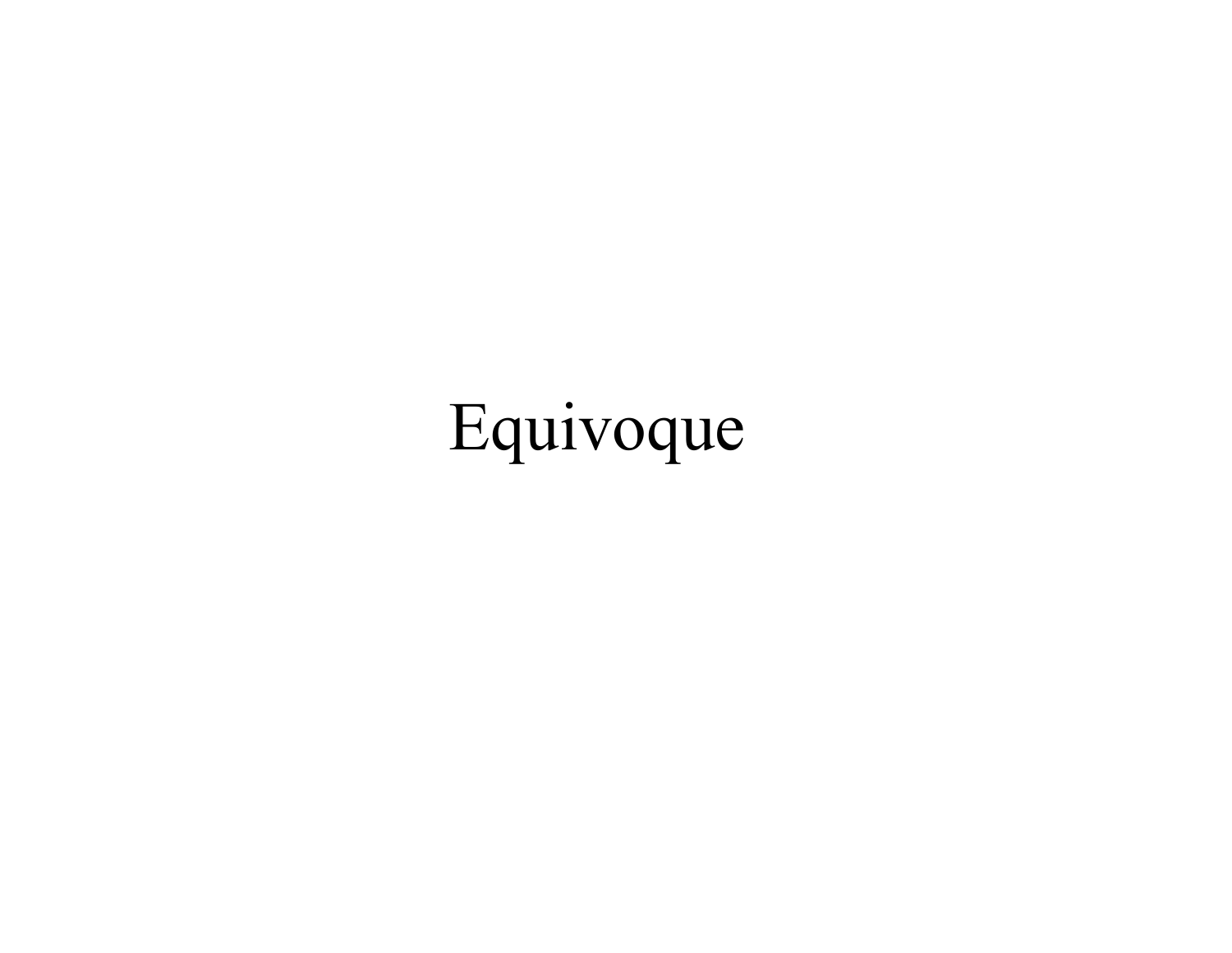# Equivoque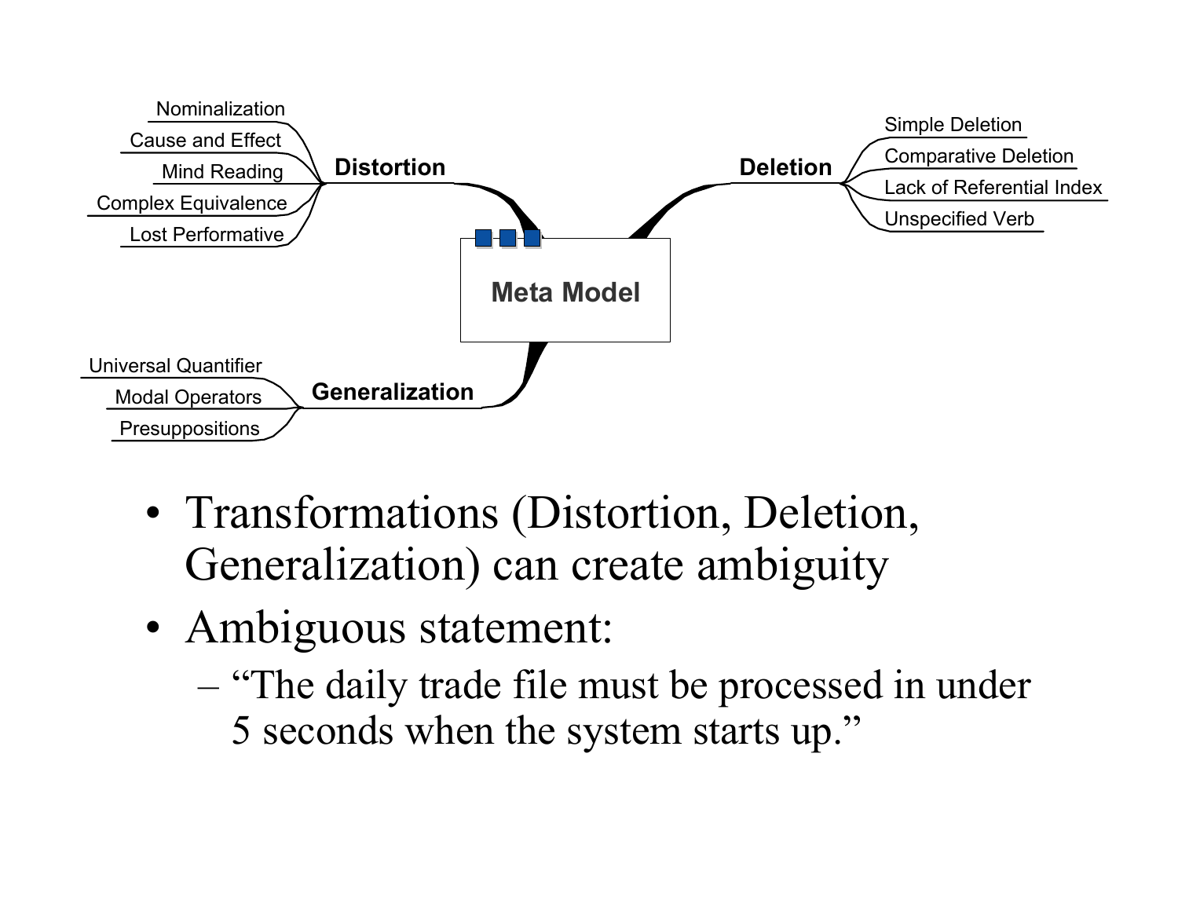**Meta Model**

- **Distortion**
  - Nominalization
  - Cause and Effect
  - Mind Reading
  - Complex Equivalence
  - Lost Performative
- **Deletion**
  - Simple Deletion
  - Comparative Deletion
  - Lack of Referential Index
  - Unspecified Verb
- **Generalization**
  - Universal Quantifier
  - Modal Operators
  - Presuppositions

- Transformations (Distortion, Deletion, Generalization) can create ambiguity
- Ambiguous statement:
  - "The daily trade file must be processed in under 5 seconds when the system starts up."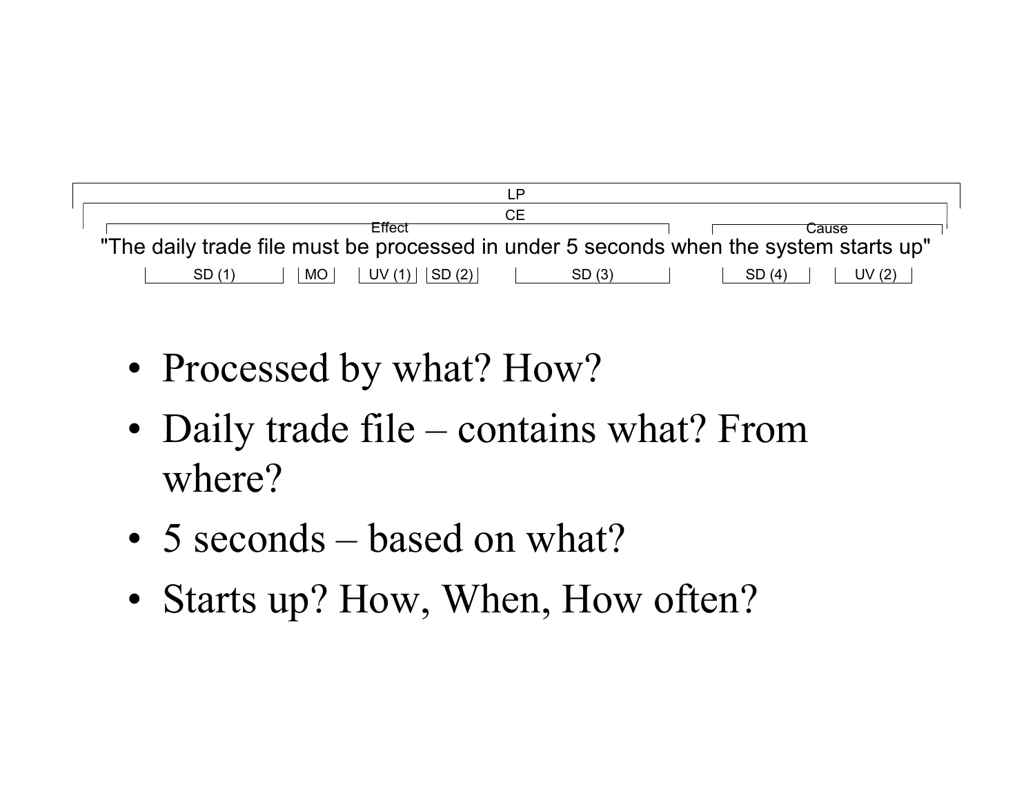LP

CE

Effect | Cause

"The daily trade file must be processed in under 5 seconds when the system starts up"

SD (1) | MO | UV (1) | SD (2) | SD (3) | SD (4) | UV (2)

- Processed by what? How?
- Daily trade file – contains what? From where?
- 5 seconds – based on what?
- Starts up? How, When, How often?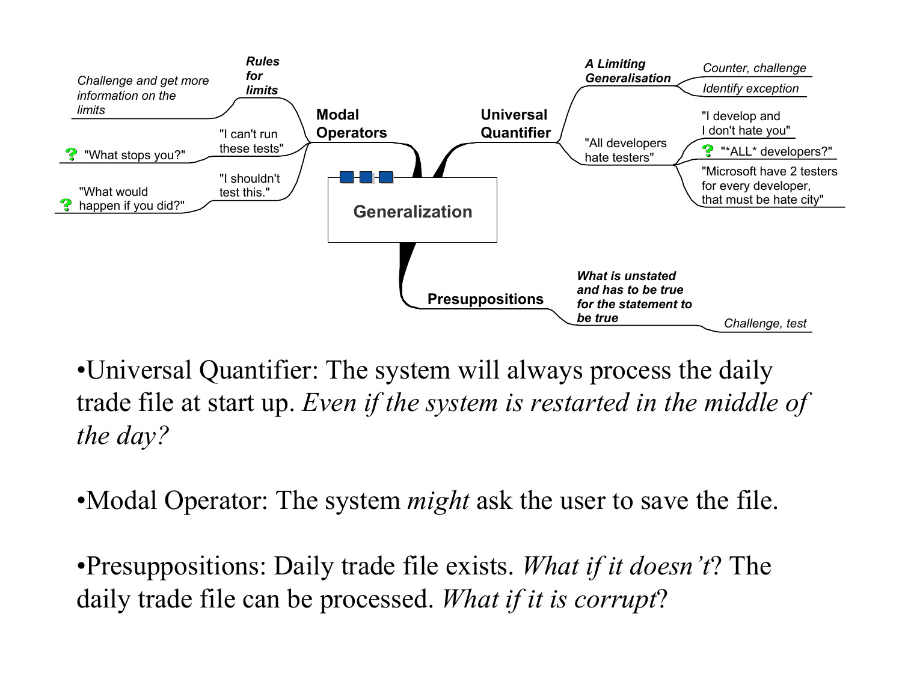## Generalization

**Modal Operators**

- ***Rules for limits***
  - *Challenge and get more information on the limits*
- "I can't run these tests"
  - "What stops you?"
- "I shouldn't test this."
  - "What would happen if you did?"

**Universal Quantifier**

- ***A Limiting Generalisation***
  - *Counter, challenge*
  - *Identify exception*
- "All developers hate testers"
  - "I develop and I don't hate you"
  - "*ALL* developers?"
  - "Microsoft have 2 testers for every developer, that must be hate city"

**Presuppositions**

- ***What is unstated and has to be true for the statement to be true***
  - *Challenge, test*

- Universal Quantifier: The system will always process the daily trade file at start up. *Even if the system is restarted in the middle of the day?*

- Modal Operator: The system *might* ask the user to save the file.

- Presuppositions: Daily trade file exists. *What if it doesn't*? The daily trade file can be processed. *What if it is corrupt*?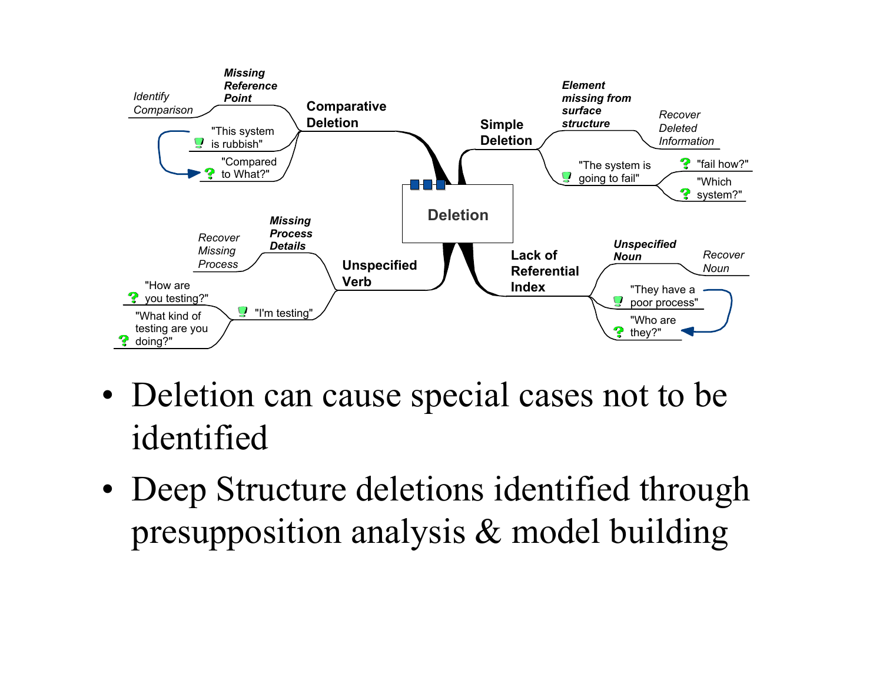**Deletion**

- **Comparative Deletion**
  - ***Missing Reference Point***
    - *Identify Comparison*
  - "This system is rubbish"
    - "Compared to What?"
- **Simple Deletion**
  - ***Element missing from surface structure***
    - *Recover Deleted Information*
  - "The system is going to fail"
    - "fail how?"
    - "Which system?"
- **Unspecified Verb**
  - ***Missing Process Details***
    - *Recover Missing Process*
  - "I'm testing"
    - "How are you testing?"
    - "What kind of testing are you doing?"
- **Lack of Referential Index**
  - ***Unspecified Noun***
    - *Recover Noun*
  - "They have a poor process"
    - "Who are they?"

- Deletion can cause special cases not to be identified
- Deep Structure deletions identified through presupposition analysis & model building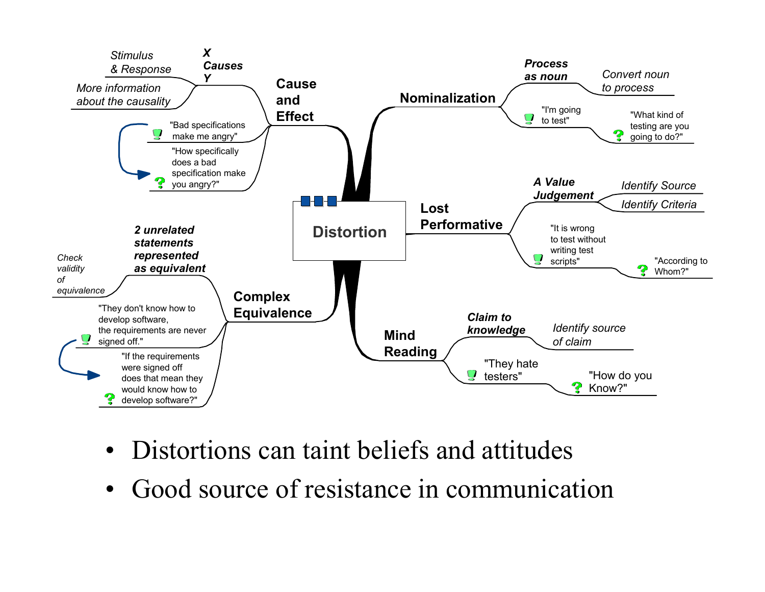# Distortion

## Cause and Effect
- *X Causes Y*
  - *Stimulus & Response*
  - *More information about the causality*
- "Bad specifications make me angry"
  - "How specifically does a bad specification make you angry?"

## Nominalization
- *Process as noun*
  - *Convert noun to process*
- "I'm going to test"
  - "What kind of testing are you going to do?"

## Lost Performative
- *A Value Judgement*
  - *Identify Source*
  - *Identify Criteria*
- "It is wrong to test without writing test scripts"
  - "According to Whom?"

## Complex Equivalence
- *2 unrelated statements represented as equivalent*
  - *Check validity of equivalence*
- "They don't know how to develop software, the requirements are never signed off."
  - "If the requirements were signed off does that mean they would know how to develop software?"

## Mind Reading
- *Claim to knowledge*
  - *Identify source of claim*
- "They hate testers"
  - "How do you Know?"

---

- Distortions can taint beliefs and attitudes
- Good source of resistance in communication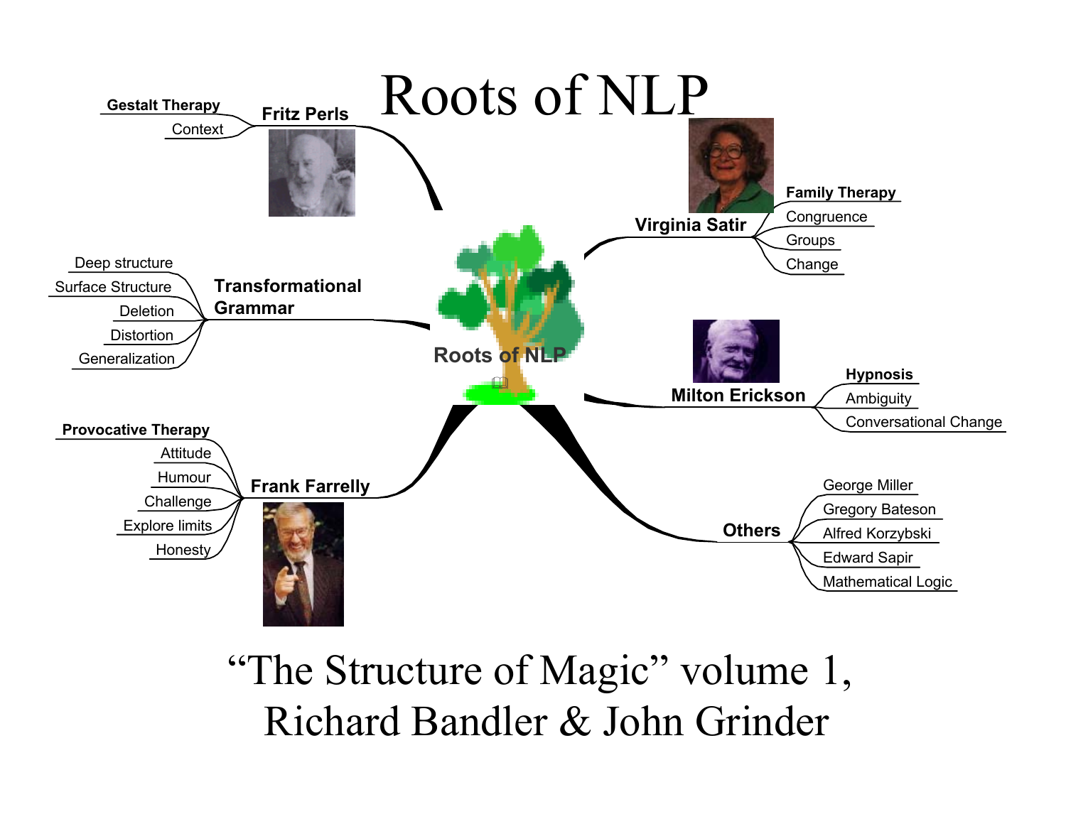# Roots of NLP

- **Fritz Perls**
  - **Gestalt Therapy**
  - Context
- **Virginia Satir**
  - **Family Therapy**
  - Congruence
  - Groups
  - Change
- **Transformational Grammar**
  - Deep structure
  - Surface Structure
  - Deletion
  - Distortion
  - Generalization
- **Milton Erickson**
  - **Hypnosis**
  - Ambiguity
  - Conversational Change
- **Frank Farrelly**
  - **Provocative Therapy**
  - Attitude
  - Humour
  - Challenge
  - Explore limits
  - Honesty
- **Others**
  - George Miller
  - Gregory Bateson
  - Alfred Korzybski
  - Edward Sapir
  - Mathematical Logic

"The Structure of Magic" volume 1,
Richard Bandler & John Grinder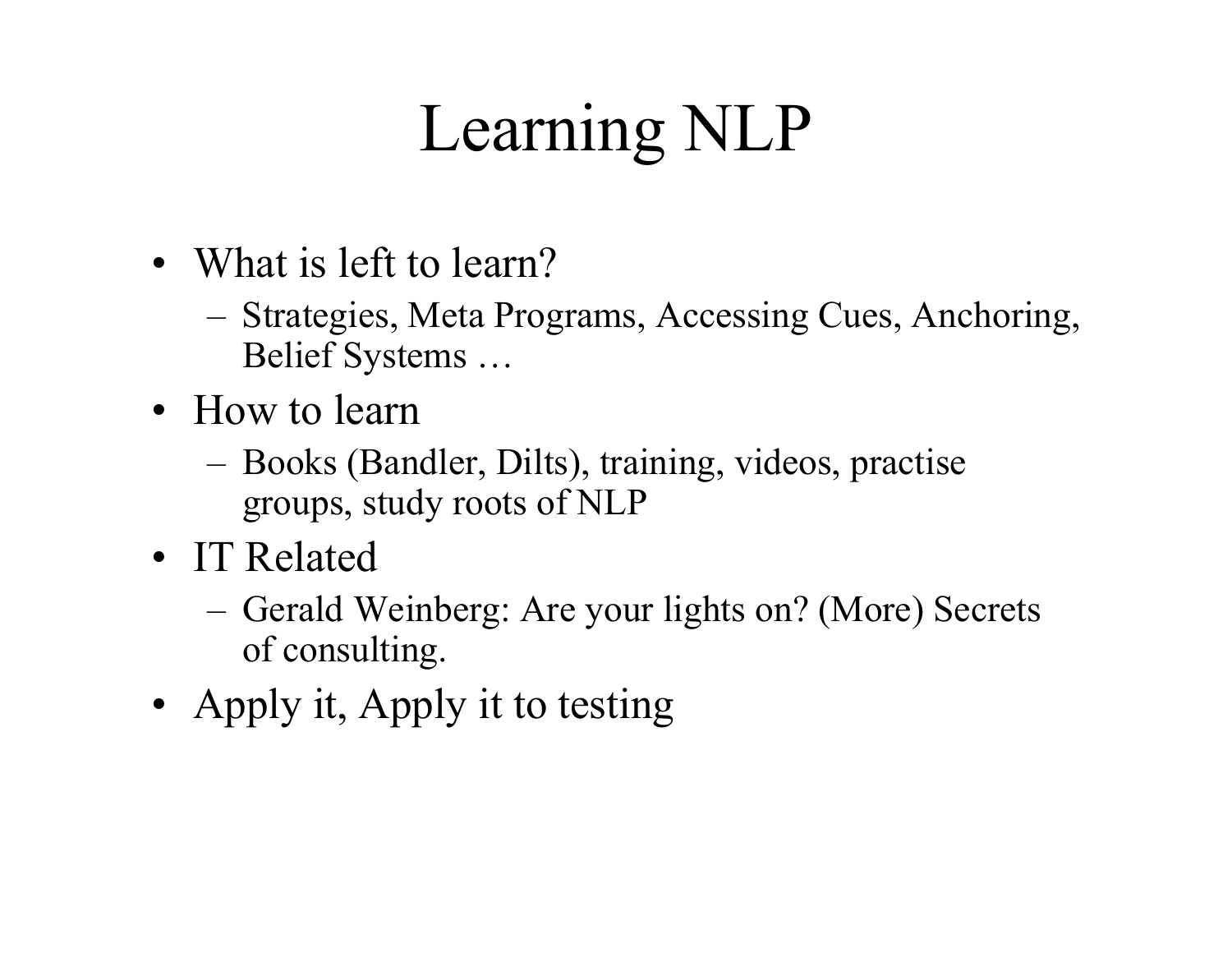# Learning NLP

- What is left to learn?
  - Strategies, Meta Programs, Accessing Cues, Anchoring, Belief Systems …
- How to learn
  - Books (Bandler, Dilts), training, videos, practise groups, study roots of NLP
- IT Related
  - Gerald Weinberg: Are your lights on? (More) Secrets of consulting.
- Apply it, Apply it to testing